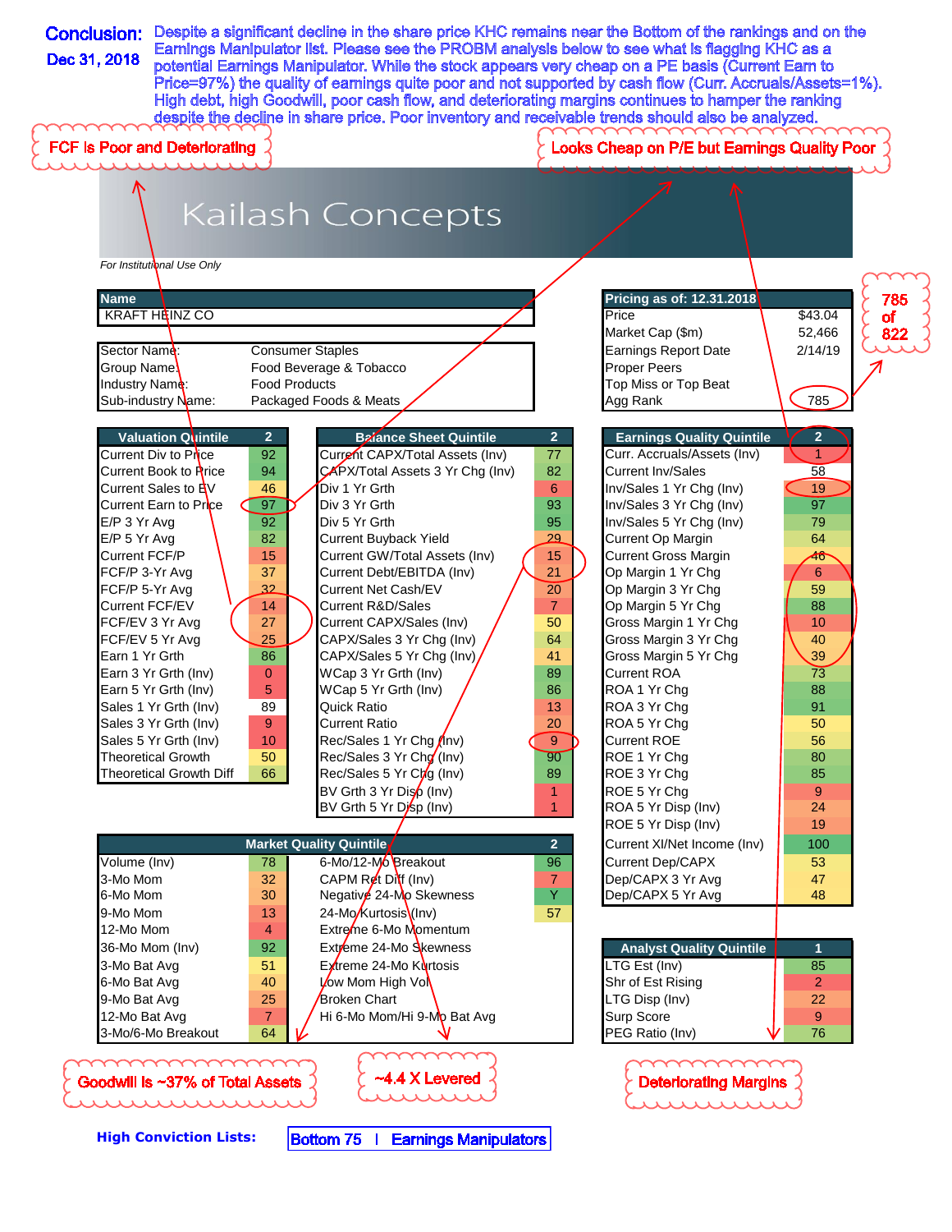**Conclusion:** Despite a significant decline in the share price KHC remains near the Bottom of the rankings and on the Earnings Manipulator list. Please see the PROBM analysis below to see what is flagging KHC as a potential Earnings Manipulator. While the stock appears very cheap on a PE basis (Current Earn to Price=97%) the quality of earnings quite poor and not supported by cash flow (Curr. Accruals/Assets=1%). High debt, high Goodwill, poor cash flow, and deteriorating margins continues to hamper the ranking despite the decline in share price. Poor inventory and receivable trends should also be analyzed.

**Dec 31, 2018**

FCF Is Poor and Deteriorating

Looks Cheap on P/E but Earnings Quality Poor

# Kailash Concepts

*For Institutional Use Only*

| Name | |
|---|---|
| KRAFT HEINZ CO | |
| Sector Name: | Consumer Staples |
| Group Name: | Food Beverage & Tobacco |
| Industry Name: | Food Products |
| Sub-industry Name: | Packaged Foods & Meats |

| Pricing as of: 12.31.2018 | |
|---|---|
| Price | $43.04 |
| Market Cap ($m) | 52,466 |
| Earnings Report Date | 2/14/19 |
| Proper Peers | |
| Top Miss or Top Beat | |
| Agg Rank | 785 |

785 of 822

| Valuation Quintile | 2 |
|---|---|
| Current Div to Price | 92 |
| Current Book to Price | 94 |
| Current Sales to EV | 46 |
| Current Earn to Price | 97 |
| E/P 3 Yr Avg | 92 |
| E/P 5 Yr Avg | 82 |
| Current FCF/P | 15 |
| FCF/P 3-Yr Avg | 37 |
| FCF/P 5-Yr Avg | 32 |
| Current FCF/EV | 14 |
| FCF/EV 3 Yr Avg | 27 |
| FCF/EV 5 Yr Avg | 25 |
| Earn 1 Yr Grth | 86 |
| Earn 3 Yr Grth (Inv) | 0 |
| Earn 5 Yr Grth (Inv) | 5 |
| Sales 1 Yr Grth (Inv) | 89 |
| Sales 3 Yr Grth (Inv) | 9 |
| Sales 5 Yr Grth (Inv) | 10 |
| Theoretical Growth | 50 |
| Theoretical Growth Diff | 66 |

| Balance Sheet Quintile | 2 |
|---|---|
| Current CAPX/Total Assets (Inv) | 77 |
| CAPX/Total Assets 3 Yr Chg (Inv) | 82 |
| Div 1 Yr Grth | 6 |
| Div 3 Yr Grth | 93 |
| Div 5 Yr Grth | 95 |
| Current Buyback Yield | 29 |
| Current GW/Total Assets (Inv) | 15 |
| Current Debt/EBITDA (Inv) | 21 |
| Current Net Cash/EV | 20 |
| Current R&D/Sales | 7 |
| Current CAPX/Sales (Inv) | 50 |
| CAPX/Sales 3 Yr Chg (Inv) | 64 |
| CAPX/Sales 5 Yr Chg (Inv) | 41 |
| WCap 3 Yr Grth (Inv) | 89 |
| WCap 5 Yr Grth (Inv) | 86 |
| Quick Ratio | 13 |
| Current Ratio | 20 |
| Rec/Sales 1 Yr Chg (Inv) | 9 |
| Rec/Sales 3 Yr Chg (Inv) | 90 |
| Rec/Sales 5 Yr Chg (Inv) | 89 |
| BV Grth 3 Yr Disp (Inv) | 1 |
| BV Grth 5 Yr Disp (Inv) | 1 |

| Earnings Quality Quintile | 2 |
|---|---|
| Curr. Accruals/Assets (Inv) | 1 |
| Current Inv/Sales | 58 |
| Inv/Sales 1 Yr Chg (Inv) | 19 |
| Inv/Sales 3 Yr Chg (Inv) | 97 |
| Inv/Sales 5 Yr Chg (Inv) | 79 |
| Current Op Margin | 64 |
| Current Gross Margin | 46 |
| Op Margin 1 Yr Chg | 6 |
| Op Margin 3 Yr Chg | 59 |
| Op Margin 5 Yr Chg | 88 |
| Gross Margin 1 Yr Chg | 10 |
| Gross Margin 3 Yr Chg | 40 |
| Gross Margin 5 Yr Chg | 39 |
| Current ROA | 73 |
| ROA 1 Yr Chg | 88 |
| ROA 3 Yr Chg | 91 |
| ROA 5 Yr Chg | 50 |
| Current ROE | 56 |
| ROE 1 Yr Chg | 80 |
| ROE 3 Yr Chg | 85 |
| ROE 5 Yr Chg | 9 |
| ROA 5 Yr Disp (Inv) | 24 |
| ROE 5 Yr Disp (Inv) | 19 |
| Current XI/Net Income (Inv) | 100 |
| Current Dep/CAPX | 53 |
| Dep/CAPX 3 Yr Avg | 47 |
| Dep/CAPX 5 Yr Avg | 48 |

| Market Quality Quintile | | | 2 |
|---|---|---|---|
| Volume (Inv) | 78 | 6-Mo/12-Mo Breakout | 96 |
| 3-Mo Mom | 32 | CAPM Ret Diff (Inv) | 7 |
| 6-Mo Mom | 30 | Negative 24-Mo Skewness | Y |
| 9-Mo Mom | 13 | 24-Mo Kurtosis (Inv) | 57 |
| 12-Mo Mom | 4 | Extreme 6-Mo Momentum | |
| 36-Mo Mom (Inv) | 92 | Extreme 24-Mo Skewness | |
| 3-Mo Bat Avg | 51 | Extreme 24-Mo Kurtosis | |
| 6-Mo Bat Avg | 40 | Low Mom High Vol | |
| 9-Mo Bat Avg | 25 | Broken Chart | |
| 12-Mo Bat Avg | 7 | Hi 6-Mo Mom/Hi 9-Mo Bat Avg | |
| 3-Mo/6-Mo Breakout | 64 | | |

| Analyst Quality Quintile | 1 |
|---|---|
| LTG Est (Inv) | 85 |
| Shr of Est Rising | 2 |
| LTG Disp (Inv) | 22 |
| Surp Score | 9 |
| PEG Ratio (Inv) | 76 |

Goodwill Is ~37% of Total Assets

~4.4 X Levered

Deteriorating Margins

**High Conviction Lists:** Bottom 75 | Earnings Manipulators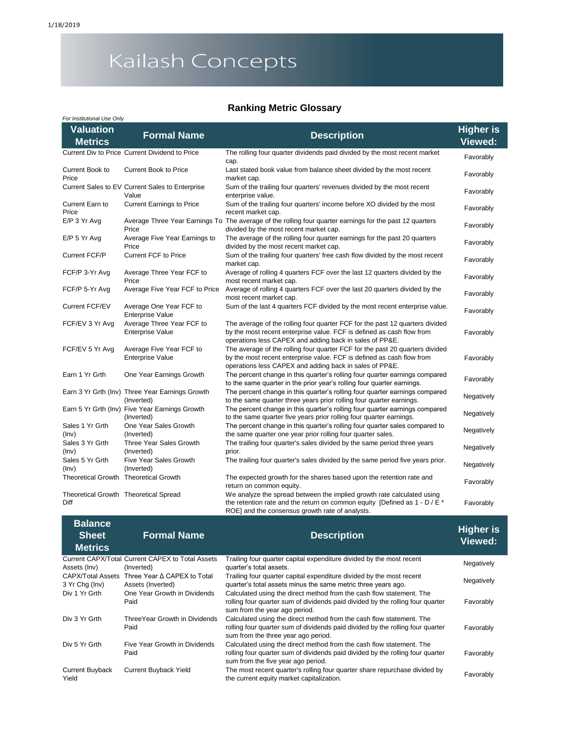1/18/2019

# Kailash Concepts

## Ranking Metric Glossary

*For Institutional Use Only*

| Valuation Metrics | Formal Name | Description | Higher is Viewed: |
|---|---|---|---|
| Current Div to Price | Current Dividend to Price | The rolling four quarter dividends paid divided by the most recent market cap. | Favorably |
| Current Book to Price | Current Book to Price | Last stated book value from balance sheet divided by the most recent market cap. | Favorably |
| Current Sales to EV | Current Sales to Enterprise Value | Sum of the trailing four quarters' revenues divided by the most recent enterprise value. | Favorably |
| Current Earn to Price | Current Earnings to Price | Sum of the trailing four quarters' income before XO divided by the most recent market cap. | Favorably |
| E/P 3 Yr Avg | Average Three Year Earnings To Price | The average of the rolling four quarter earnings for the past 12 quarters divided by the most recent market cap. | Favorably |
| E/P 5 Yr Avg | Average Five Year Earnings to Price | The average of the rolling four quarter earnings for the past 20 quarters divided by the most recent market cap. | Favorably |
| Current FCF/P | Current FCF to Price | Sum of the trailing four quarters' free cash flow divided by the most recent market cap. | Favorably |
| FCF/P 3-Yr Avg | Average Three Year FCF to Price | Average of rolling 4 quarters FCF over the last 12 quarters divided by the most recent market cap. | Favorably |
| FCF/P 5-Yr Avg | Average Five Year FCF to Price | Average of rolling 4 quarters FCF over the last 20 quarters divided by the most recent market cap. | Favorably |
| Current FCF/EV | Average One Year FCF to Enterprise Value | Sum of the last 4 quarters FCF divided by the most recent enterprise value. | Favorably |
| FCF/EV 3 Yr Avg | Average Three Year FCF to Enterprise Value | The average of the rolling four quarter FCF for the past 12 quarters divided by the most recent enterprise value. FCF is defined as cash flow from operations less CAPEX and adding back in sales of PP&E. | Favorably |
| FCF/EV 5 Yr Avg | Average Five Year FCF to Enterprise Value | The average of the rolling four quarter FCF for the past 20 quarters divided by the most recent enterprise value. FCF is defined as cash flow from operations less CAPEX and adding back in sales of PP&E. | Favorably |
| Earn 1 Yr Grth | One Year Earnings Growth | The percent change in this quarter's rolling four quarter earnings compared to the same quarter in the prior year's rolling four quarter earnings. | Favorably |
| Earn 3 Yr Grth (Inv) | Three Year Earnings Growth (Inverted) | The percent change in this quarter's rolling four quarter earnings compared to the same quarter three years prior rolling four quarter earnings. | Negatively |
| Earn 5 Yr Grth (Inv) | Five Year Earnings Growth (Inverted) | The percent change in this quarter's rolling four quarter earnings compared to the same quarter five years prior rolling four quarter earnings. | Negatively |
| Sales 1 Yr Grth (Inv) | One Year Sales Growth (Inverted) | The percent change in this quarter's rolling four quarter sales compared to the same quarter one year prior rolling four quarter sales. | Negatively |
| Sales 3 Yr Grth (Inv) | Three Year Sales Growth (Inverted) | The trailing four quarter's sales divided by the same period three years prior. | Negatively |
| Sales 5 Yr Grth (Inv) | Five Year Sales Growth (Inverted) | The trailing four quarter's sales divided by the same period five years prior. | Negatively |
| Theoretical Growth | Theoretical Growth | The expected growth for the shares based upon the retention rate and return on common equity. | Favorably |
| Theoretical Growth Diff | Theoretical Spread | We analyze the spread between the implied growth rate calculated using the retention rate and the return on common equity [Defined as 1 - D / E * ROE] and the consensus growth rate of analysts. | Favorably |

| Balance Sheet Metrics | Formal Name | Description | Higher is Viewed: |
|---|---|---|---|
| Current CAPX/Total Assets (Inv) | Current CAPEX to Total Assets (Inverted) | Trailing four quarter capital expenditure divided by the most recent quarter's total assets. | Negatively |
| CAPX/Total Assets 3 Yr Chg (Inv) | Three Year Δ CAPEX to Total Assets (Inverted) | Trailing four quarter capital expenditure divided by the most recent quarter's total assets minus the same metric three years ago. | Negatively |
| Div 1 Yr Grth | One Year Growth in Dividends Paid | Calculated using the direct method from the cash flow statement. The rolling four quarter sum of dividends paid divided by the rolling four quarter sum from the year ago period. | Favorably |
| Div 3 Yr Grth | ThreeYear Growth in Dividends Paid | Calculated using the direct method from the cash flow statement. The rolling four quarter sum of dividends paid divided by the rolling four quarter sum from the three year ago period. | Favorably |
| Div 5 Yr Grth | Five Year Growth in Dividends Paid | Calculated using the direct method from the cash flow statement. The rolling four quarter sum of dividends paid divided by the rolling four quarter sum from the five year ago period. | Favorably |
| Current Buyback Yield | Current Buyback Yield | The most recent quarter's rolling four quarter share repurchase divided by the current equity market capitalization. | Favorably |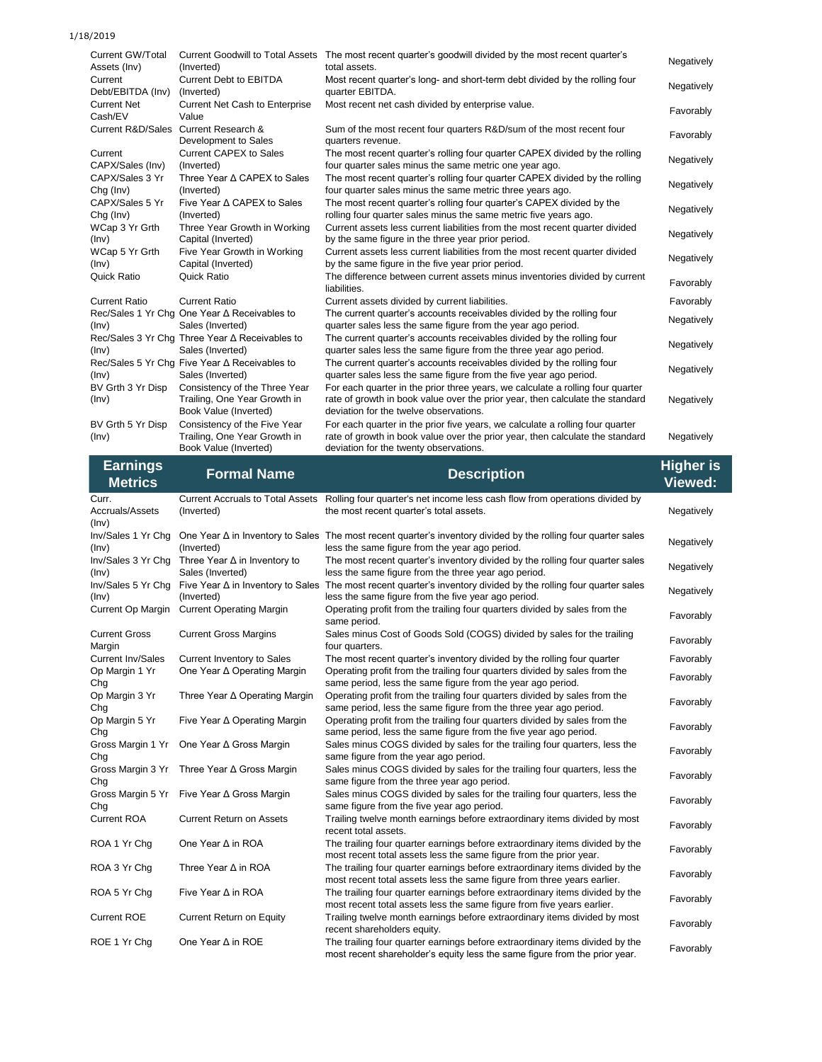| | | | |
|---|---|---|---|
| Current GW/Total Assets (Inv) | Current Goodwill to Total Assets (Inverted) | The most recent quarter's goodwill divided by the most recent quarter's total assets. | Negatively |
| Current Debt/EBITDA (Inv) | Current Debt to EBITDA (Inverted) | Most recent quarter's long- and short-term debt divided by the rolling four quarter EBITDA. | Negatively |
| Current Net Cash/EV | Current Net Cash to Enterprise Value | Most recent net cash divided by enterprise value. | Favorably |
| Current R&D/Sales | Current Research & Development to Sales | Sum of the most recent four quarters R&D/sum of the most recent four quarters revenue. | Favorably |
| Current CAPX/Sales (Inv) | Current CAPEX to Sales (Inverted) | The most recent quarter's rolling four quarter CAPEX divided by the rolling four quarter sales minus the same metric one year ago. | Negatively |
| CAPX/Sales 3 Yr Chg (Inv) | Three Year Δ CAPEX to Sales (Inverted) | The most recent quarter's rolling four quarter CAPEX divided by the rolling four quarter sales minus the same metric three years ago. | Negatively |
| CAPX/Sales 5 Yr Chg (Inv) | Five Year Δ CAPEX to Sales (Inverted) | The most recent quarter's rolling four quarter's CAPEX divided by the rolling four quarter sales minus the same metric five years ago. | Negatively |
| WCap 3 Yr Grth (Inv) | Three Year Growth in Working Capital (Inverted) | Current assets less current liabilities from the most recent quarter divided by the same figure in the three year prior period. | Negatively |
| WCap 5 Yr Grth (Inv) | Five Year Growth in Working Capital (Inverted) | Current assets less current liabilities from the most recent quarter divided by the same figure in the five year prior period. | Negatively |
| Quick Ratio | Quick Ratio | The difference between current assets minus inventories divided by current liabilities. | Favorably |
| Current Ratio | Current Ratio | Current assets divided by current liabilities. | Favorably |
| Rec/Sales 1 Yr Chg (Inv) | One Year Δ Receivables to Sales (Inverted) | The current quarter's accounts receivables divided by the rolling four quarter sales less the same figure from the year ago period. | Negatively |
| Rec/Sales 3 Yr Chg (Inv) | Three Year Δ Receivables to Sales (Inverted) | The current quarter's accounts receivables divided by the rolling four quarter sales less the same figure from the three year ago period. | Negatively |
| Rec/Sales 5 Yr Chg (Inv) | Five Year Δ Receivables to Sales (Inverted) | The current quarter's accounts receivables divided by the rolling four quarter sales less the same figure from the five year ago period. | Negatively |
| BV Grth 3 Yr Disp (Inv) | Consistency of the Three Year Trailing, One Year Growth in Book Value (Inverted) | For each quarter in the prior three years, we calculate a rolling four quarter rate of growth in book value over the prior year, then calculate the standard deviation for the twelve observations. | Negatively |
| BV Grth 5 Yr Disp (Inv) | Consistency of the Five Year Trailing, One Year Growth in Book Value (Inverted) | For each quarter in the prior five years, we calculate a rolling four quarter rate of growth in book value over the prior year, then calculate the standard deviation for the twenty observations. | Negatively |

| Earnings Metrics | Formal Name | Description | Higher is Viewed: |
|---|---|---|---|
| Curr. Accruals/Assets (Inv) | Current Accruals to Total Assets (Inverted) | Rolling four quarter's net income less cash flow from operations divided by the most recent quarter's total assets. | Negatively |
| Inv/Sales 1 Yr Chg (Inv) | One Year Δ in Inventory to Sales (Inverted) | The most recent quarter's inventory divided by the rolling four quarter sales less the same figure from the year ago period. | Negatively |
| Inv/Sales 3 Yr Chg (Inv) | Three Year Δ in Inventory to Sales (Inverted) | The most recent quarter's inventory divided by the rolling four quarter sales less the same figure from the three year ago period. | Negatively |
| Inv/Sales 5 Yr Chg (Inv) | Five Year Δ in Inventory to Sales (Inverted) | The most recent quarter's inventory divided by the rolling four quarter sales less the same figure from the five year ago period. | Negatively |
| Current Op Margin | Current Operating Margin | Operating profit from the trailing four quarters divided by sales from the same period. | Favorably |
| Current Gross Margin | Current Gross Margins | Sales minus Cost of Goods Sold (COGS) divided by sales for the trailing four quarters. | Favorably |
| Current Inv/Sales | Current Inventory to Sales | The most recent quarter's inventory divided by the rolling four quarter | Favorably |
| Op Margin 1 Yr Chg | One Year Δ Operating Margin | Operating profit from the trailing four quarters divided by sales from the same period, less the same figure from the year ago period. | Favorably |
| Op Margin 3 Yr Chg | Three Year Δ Operating Margin | Operating profit from the trailing four quarters divided by sales from the same period, less the same figure from the three year ago period. | Favorably |
| Op Margin 5 Yr Chg | Five Year Δ Operating Margin | Operating profit from the trailing four quarters divided by sales from the same period, less the same figure from the five year ago period. | Favorably |
| Gross Margin 1 Yr Chg | One Year Δ Gross Margin | Sales minus COGS divided by sales for the trailing four quarters, less the same figure from the year ago period. | Favorably |
| Gross Margin 3 Yr Chg | Three Year Δ Gross Margin | Sales minus COGS divided by sales for the trailing four quarters, less the same figure from the three year ago period. | Favorably |
| Gross Margin 5 Yr Chg | Five Year Δ Gross Margin | Sales minus COGS divided by sales for the trailing four quarters, less the same figure from the five year ago period. | Favorably |
| Current ROA | Current Return on Assets | Trailing twelve month earnings before extraordinary items divided by most recent total assets. | Favorably |
| ROA 1 Yr Chg | One Year Δ in ROA | The trailing four quarter earnings before extraordinary items divided by the most recent total assets less the same figure from the prior year. | Favorably |
| ROA 3 Yr Chg | Three Year Δ in ROA | The trailing four quarter earnings before extraordinary items divided by the most recent total assets less the same figure from three years earlier. | Favorably |
| ROA 5 Yr Chg | Five Year Δ in ROA | The trailing four quarter earnings before extraordinary items divided by the most recent total assets less the same figure from five years earlier. | Favorably |
| Current ROE | Current Return on Equity | Trailing twelve month earnings before extraordinary items divided by most recent shareholders equity. | Favorably |
| ROE 1 Yr Chg | One Year Δ in ROE | The trailing four quarter earnings before extraordinary items divided by the most recent shareholder's equity less the same figure from the prior year. | Favorably |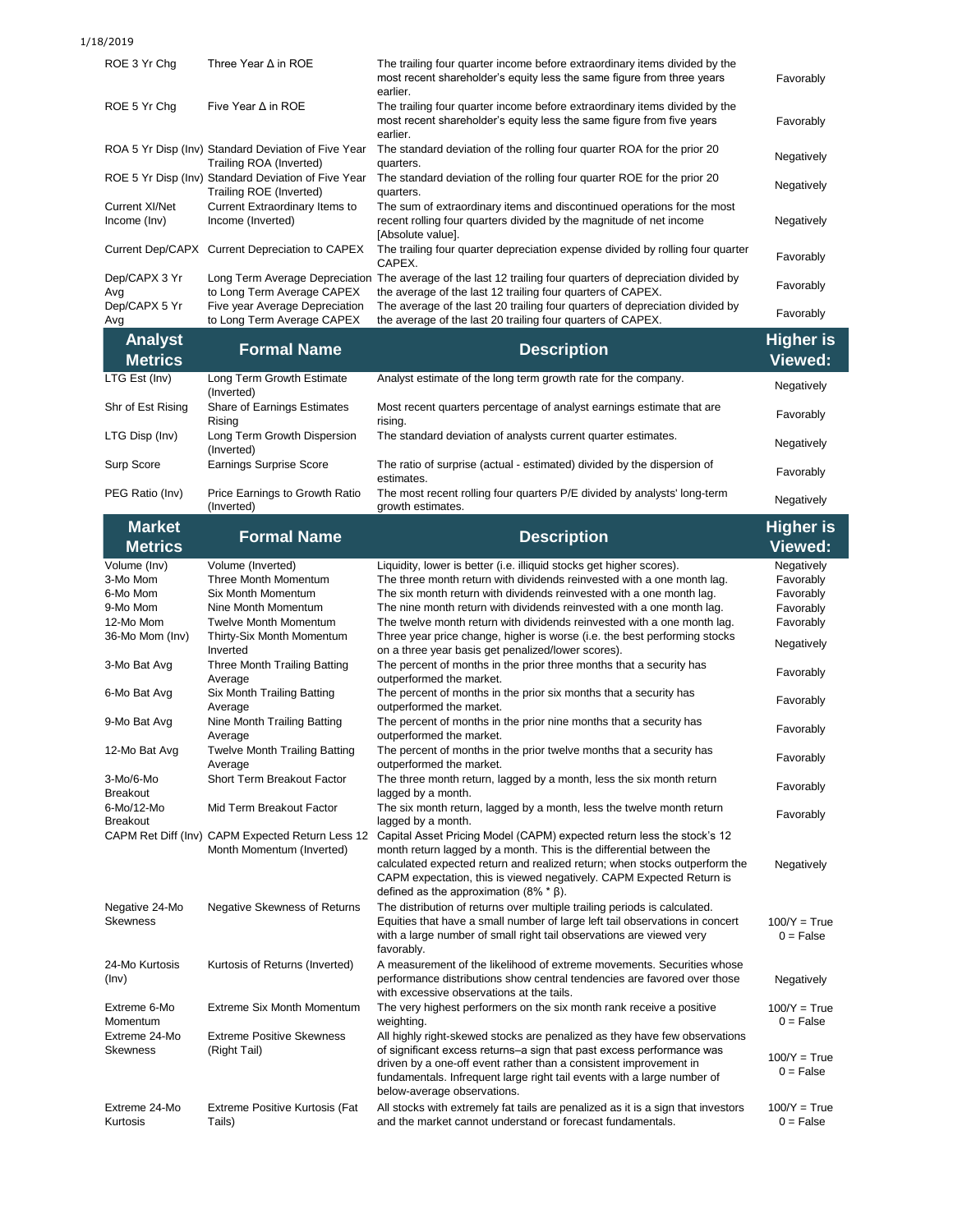| | | | |
|---|---|---|---|
| ROE 3 Yr Chg | Three Year Δ in ROE | The trailing four quarter income before extraordinary items divided by the most recent shareholder's equity less the same figure from three years earlier. | Favorably |
| ROE 5 Yr Chg | Five Year Δ in ROE | The trailing four quarter income before extraordinary items divided by the most recent shareholder's equity less the same figure from five years earlier. | Favorably |
| ROA 5 Yr Disp (Inv) | Standard Deviation of Five Year Trailing ROA (Inverted) | The standard deviation of the rolling four quarter ROA for the prior 20 quarters. | Negatively |
| ROE 5 Yr Disp (Inv) | Standard Deviation of Five Year Trailing ROE (Inverted) | The standard deviation of the rolling four quarter ROE for the prior 20 quarters. | Negatively |
| Current XI/Net Income (Inv) | Current Extraordinary Items to Income (Inverted) | The sum of extraordinary items and discontinued operations for the most recent rolling four quarters divided by the magnitude of net income [Absolute value]. | Negatively |
| Current Dep/CAPX | Current Depreciation to CAPEX | The trailing four quarter depreciation expense divided by rolling four quarter CAPEX. | Favorably |
| Dep/CAPX 3 Yr Avg | Long Term Average Depreciation to Long Term Average CAPEX | The average of the last 12 trailing four quarters of depreciation divided by the average of the last 12 trailing four quarters of CAPEX. | Favorably |
| Dep/CAPX 5 Yr Avg | Five year Average Depreciation to Long Term Average CAPEX | The average of the last 20 trailing four quarters of depreciation divided by the average of the last 20 trailing four quarters of CAPEX. | Favorably |

| Analyst Metrics | Formal Name | Description | Higher is Viewed: |
|---|---|---|---|
| LTG Est (Inv) | Long Term Growth Estimate (Inverted) | Analyst estimate of the long term growth rate for the company. | Negatively |
| Shr of Est Rising | Share of Earnings Estimates Rising | Most recent quarters percentage of analyst earnings estimate that are rising. | Favorably |
| LTG Disp (Inv) | Long Term Growth Dispersion (Inverted) | The standard deviation of analysts current quarter estimates. | Negatively |
| Surp Score | Earnings Surprise Score | The ratio of surprise (actual - estimated) divided by the dispersion of estimates. | Favorably |
| PEG Ratio (Inv) | Price Earnings to Growth Ratio (Inverted) | The most recent rolling four quarters P/E divided by analysts' long-term growth estimates. | Negatively |

| Market Metrics | Formal Name | Description | Higher is Viewed: |
|---|---|---|---|
| Volume (Inv) | Volume (Inverted) | Liquidity, lower is better (i.e. illiquid stocks get higher scores). | Negatively |
| 3-Mo Mom | Three Month Momentum | The three month return with dividends reinvested with a one month lag. | Favorably |
| 6-Mo Mom | Six Month Momentum | The six month return with dividends reinvested with a one month lag. | Favorably |
| 9-Mo Mom | Nine Month Momentum | The nine month return with dividends reinvested with a one month lag. | Favorably |
| 12-Mo Mom | Twelve Month Momentum | The twelve month return with dividends reinvested with a one month lag. | Favorably |
| 36-Mo Mom (Inv) | Thirty-Six Month Momentum Inverted | Three year price change, higher is worse (i.e. the best performing stocks on a three year basis get penalized/lower scores). | Negatively |
| 3-Mo Bat Avg | Three Month Trailing Batting Average | The percent of months in the prior three months that a security has outperformed the market. | Favorably |
| 6-Mo Bat Avg | Six Month Trailing Batting Average | The percent of months in the prior six months that a security has outperformed the market. | Favorably |
| 9-Mo Bat Avg | Nine Month Trailing Batting Average | The percent of months in the prior nine months that a security has outperformed the market. | Favorably |
| 12-Mo Bat Avg | Twelve Month Trailing Batting Average | The percent of months in the prior twelve months that a security has outperformed the market. | Favorably |
| 3-Mo/6-Mo Breakout | Short Term Breakout Factor | The three month return, lagged by a month, less the six month return lagged by a month. | Favorably |
| 6-Mo/12-Mo Breakout | Mid Term Breakout Factor | The six month return, lagged by a month, less the twelve month return lagged by a month. | Favorably |
| CAPM Ret Diff (Inv) | CAPM Expected Return Less 12 Month Momentum (Inverted) | Capital Asset Pricing Model (CAPM) expected return less the stock's 12 month return lagged by a month. This is the differential between the calculated expected return and realized return; when stocks outperform the CAPM expectation, this is viewed negatively. CAPM Expected Return is defined as the approximation (8% * β). | Negatively |
| Negative 24-Mo Skewness | Negative Skewness of Returns | The distribution of returns over multiple trailing periods is calculated. Equities that have a small number of large left tail observations in concert with a large number of small right tail observations are viewed very favorably. | 100/Y = True 0 = False |
| 24-Mo Kurtosis (Inv) | Kurtosis of Returns (Inverted) | A measurement of the likelihood of extreme movements. Securities whose performance distributions show central tendencies are favored over those with excessive observations at the tails. | Negatively |
| Extreme 6-Mo Momentum | Extreme Six Month Momentum | The very highest performers on the six month rank receive a positive weighting. | 100/Y = True 0 = False |
| Extreme 24-Mo Skewness | Extreme Positive Skewness (Right Tail) | All highly right-skewed stocks are penalized as they have few observations of significant excess returns–a sign that past excess performance was driven by a one-off event rather than a consistent improvement in fundamentals. Infrequent large right tail events with a large number of below-average observations. | 100/Y = True 0 = False |
| Extreme 24-Mo Kurtosis | Extreme Positive Kurtosis (Fat Tails) | All stocks with extremely fat tails are penalized as it is a sign that investors and the market cannot understand or forecast fundamentals. | 100/Y = True 0 = False |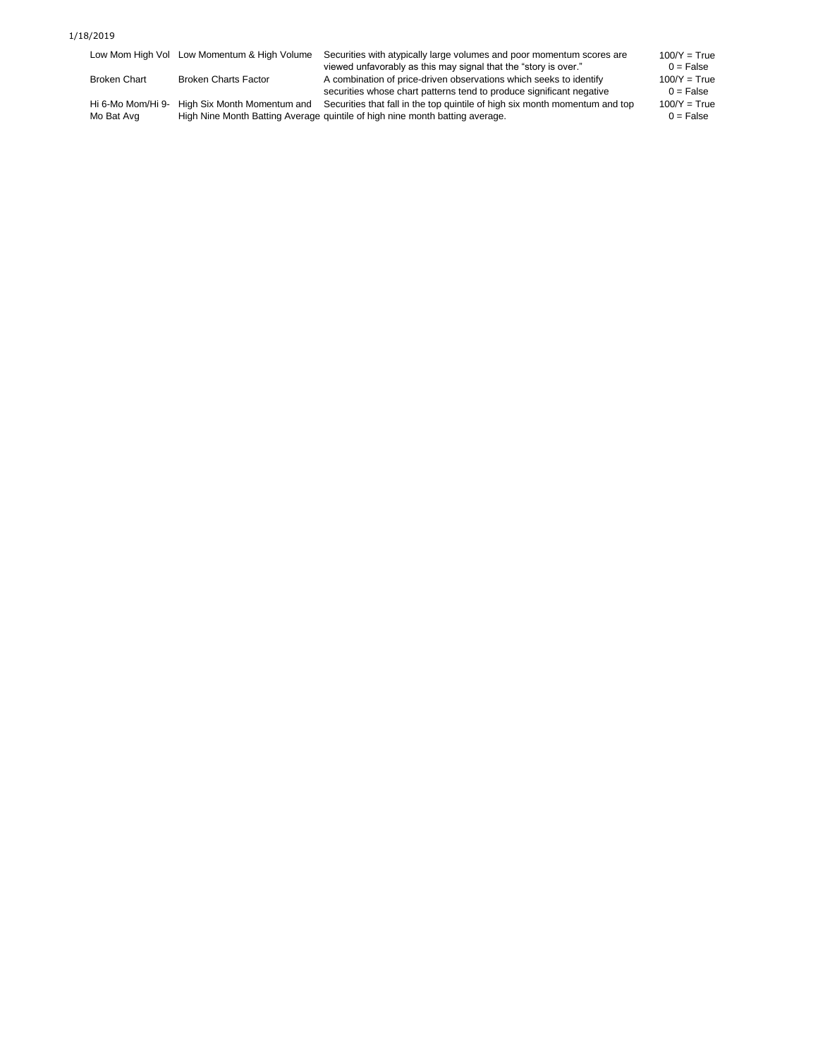| | | | |
|---|---|---|---|
| Low Mom High Vol | Low Momentum & High Volume | Securities with atypically large volumes and poor momentum scores are viewed unfavorably as this may signal that the "story is over." | 100/Y = True<br>0 = False |
| Broken Chart | Broken Charts Factor | A combination of price-driven observations which seeks to identify securities whose chart patterns tend to produce significant negative | 100/Y = True<br>0 = False |
| Hi 6-Mo Mom/Hi 9-Mo Bat Avg | High Six Month Momentum and High Nine Month Batting Average | Securities that fall in the top quintile of high six month momentum and top quintile of high nine month batting average. | 100/Y = True<br>0 = False |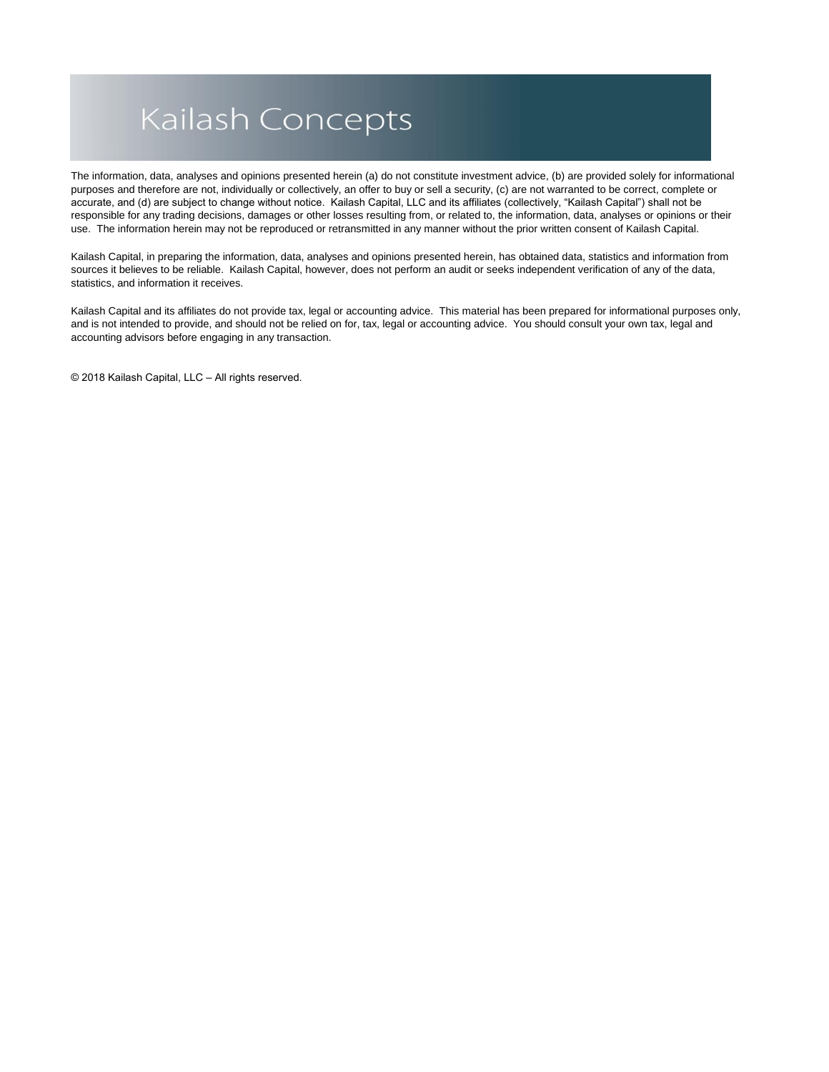# Kailash Concepts

The information, data, analyses and opinions presented herein (a) do not constitute investment advice, (b) are provided solely for informational purposes and therefore are not, individually or collectively, an offer to buy or sell a security, (c) are not warranted to be correct, complete or accurate, and (d) are subject to change without notice. Kailash Capital, LLC and its affiliates (collectively, "Kailash Capital") shall not be responsible for any trading decisions, damages or other losses resulting from, or related to, the information, data, analyses or opinions or their use. The information herein may not be reproduced or retransmitted in any manner without the prior written consent of Kailash Capital.

Kailash Capital, in preparing the information, data, analyses and opinions presented herein, has obtained data, statistics and information from sources it believes to be reliable. Kailash Capital, however, does not perform an audit or seeks independent verification of any of the data, statistics, and information it receives.

Kailash Capital and its affiliates do not provide tax, legal or accounting advice. This material has been prepared for informational purposes only, and is not intended to provide, and should not be relied on for, tax, legal or accounting advice. You should consult your own tax, legal and accounting advisors before engaging in any transaction.

© 2018 Kailash Capital, LLC – All rights reserved.